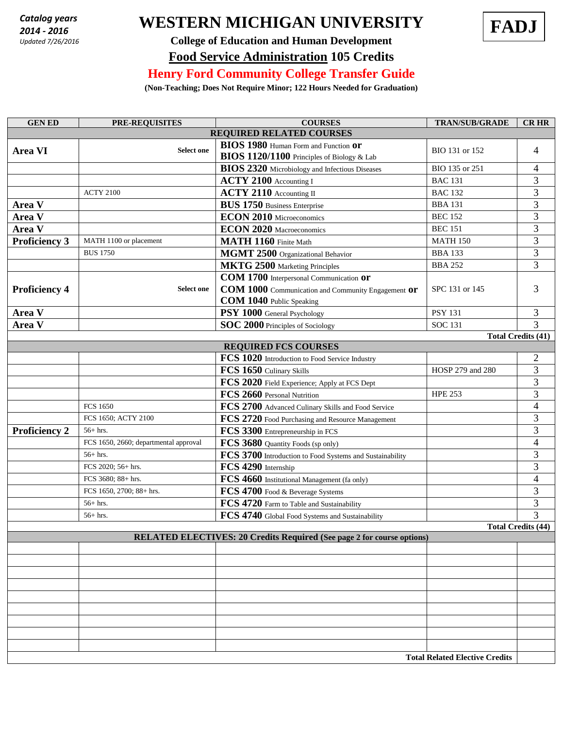*Catalog years*
*2014 - 2016*
*Updated 7/26/2016*

# WESTERN MICHIGAN UNIVERSITY

**FADJ**

**College of Education and Human Development**

## Food Service Administration 105 Credits

## Henry Ford Community College Transfer Guide

**(Non-Teaching; Does Not Require Minor; 122 Hours Needed for Graduation)**

| GEN ED | PRE-REQUISITES | COURSES | TRAN/SUB/GRADE | CR HR |
|---|---|---|---|---|
| **REQUIRED RELATED COURSES** | | | | |
| **Area VI** | **Select one** | **BIOS 1980** Human Form and Function **or** **BIOS 1120/1100** Principles of Biology & Lab | BIO 131 or 152 | 4 |
| | | **BIOS 2320** Microbiology and Infectious Diseases | BIO 135 or 251 | 4 |
| | | **ACTY 2100** Accounting I | BAC 131 | 3 |
| | ACTY 2100 | **ACTY 2110** Accounting II | BAC 132 | 3 |
| **Area V** | | **BUS 1750** Business Enterprise | BBA 131 | 3 |
| **Area V** | | **ECON 2010** Microeconomics | BEC 152 | 3 |
| **Area V** | | **ECON 2020** Macroeconomics | BEC 151 | 3 |
| **Proficiency 3** | MATH 1100 or placement | **MATH 1160** Finite Math | MATH 150 | 3 |
| | BUS 1750 | **MGMT 2500** Organizational Behavior | BBA 133 | 3 |
| | | **MKTG 2500** Marketing Principles | BBA 252 | 3 |
| **Proficiency 4** | **Select one** | **COM 1700** Interpersonal Communication **or** **COM 1000** Communication and Community Engagement **or** **COM 1040** Public Speaking | SPC 131 or 145 | 3 |
| **Area V** | | **PSY 1000** General Psychology | PSY 131 | 3 |
| **Area V** | | **SOC 2000** Principles of Sociology | SOC 131 | 3 |
| | | | | **Total Credits (41)** |
| **REQUIRED FCS COURSES** | | | | |
| | | **FCS 1020** Introduction to Food Service Industry | | 2 |
| | | **FCS 1650** Culinary Skills | HOSP 279 and 280 | 3 |
| | | **FCS 2020** Field Experience; Apply at FCS Dept | | 3 |
| | | **FCS 2660** Personal Nutrition | HPE 253 | 3 |
| | FCS 1650 | **FCS 2700** Advanced Culinary Skills and Food Service | | 4 |
| | FCS 1650; ACTY 2100 | **FCS 2720** Food Purchasing and Resource Management | | 3 |
| **Proficiency 2** | 56+ hrs. | **FCS 3300** Entrepreneurship in FCS | | 3 |
| | FCS 1650, 2660; departmental approval | **FCS 3680** Quantity Foods (sp only) | | 4 |
| | 56+ hrs. | **FCS 3700** Introduction to Food Systems and Sustainability | | 3 |
| | FCS 2020; 56+ hrs. | **FCS 4290** Internship | | 3 |
| | FCS 3680; 88+ hrs. | **FCS 4660** Institutional Management (fa only) | | 4 |
| | FCS 1650, 2700; 88+ hrs. | **FCS 4700** Food & Beverage Systems | | 3 |
| | 56+ hrs. | **FCS 4720** Farm to Table and Sustainability | | 3 |
| | 56+ hrs. | **FCS 4740** Global Food Systems and Sustainability | | 3 |
| | | | | **Total Credits (44)** |
| **RELATED ELECTIVES: 20 Credits Required (See page 2 for course options)** | | | | |
| | | | | |
| | | | | |
| | | | | |
| | | | | |
| | | | | |
| | | | | |
| | | | | |
| | | | | |
| | | | | |
| | | | **Total Related Elective Credits** | |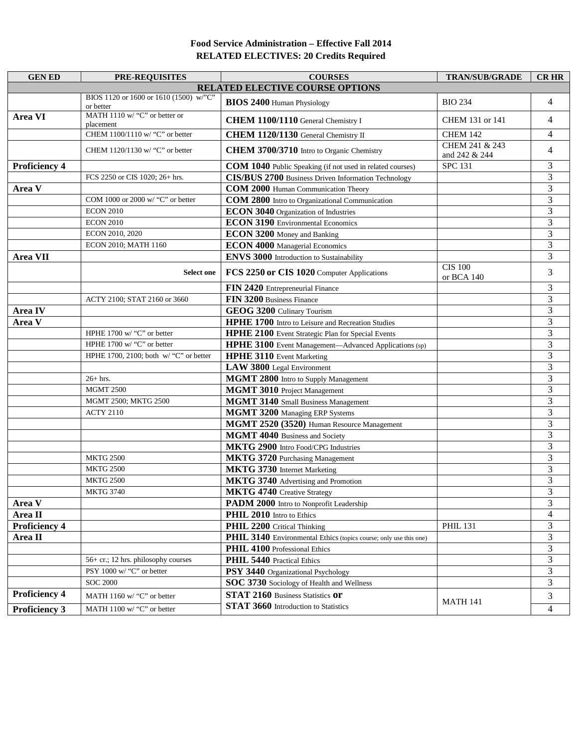**Food Service Administration – Effective Fall 2014**
**RELATED ELECTIVES: 20 Credits Required**

| GEN ED | PRE-REQUISITES | COURSES | TRAN/SUB/GRADE | CR HR |
|---|---|---|---|---|
| **RELATED ELECTIVE COURSE OPTIONS** | | | | |
| | BIOS 1120 or 1600 or 1610 (1500) w/"C" or better | **BIOS 2400** Human Physiology | BIO 234 | 4 |
| **Area VI** | MATH 1110 w/ "C" or better or placement | **CHEM 1100/1110** General Chemistry I | CHEM 131 or 141 | 4 |
| | CHEM 1100/1110 w/ "C" or better | **CHEM 1120/1130** General Chemistry II | CHEM 142 | 4 |
| | CHEM 1120/1130 w/ "C" or better | **CHEM 3700/3710** Intro to Organic Chemistry | CHEM 241 & 243 and 242 & 244 | 4 |
| **Proficiency 4** | | **COM 1040** Public Speaking (if not used in related courses) | SPC 131 | 3 |
| | FCS 2250 or CIS 1020; 26+ hrs. | **CIS/BUS 2700** Business Driven Information Technology | | 3 |
| **Area V** | | **COM 2000** Human Communication Theory | | 3 |
| | COM 1000 or 2000 w/ "C" or better | **COM 2800** Intro to Organizational Communication | | 3 |
| | ECON 2010 | **ECON 3040** Organization of Industries | | 3 |
| | ECON 2010 | **ECON 3190** Environmental Economics | | 3 |
| | ECON 2010, 2020 | **ECON 3200** Money and Banking | | 3 |
| | ECON 2010; MATH 1160 | **ECON 4000** Managerial Economics | | 3 |
| **Area VII** | | **ENVS 3000** Introduction to Sustainability | | 3 |
| | **Select one** | **FCS 2250 or CIS 1020** Computer Applications | CIS 100 or BCA 140 | 3 |
| | | **FIN 2420** Entrepreneurial Finance | | 3 |
| | ACTY 2100; STAT 2160 or 3660 | **FIN 3200** Business Finance | | 3 |
| **Area IV** | | **GEOG 3200** Culinary Tourism | | 3 |
| **Area V** | | **HPHE 1700** Intro to Leisure and Recreation Studies | | 3 |
| | HPHE 1700 w/ "C" or better | **HPHE 2100** Event Strategic Plan for Special Events | | 3 |
| | HPHE 1700 w/ "C" or better | **HPHE 3100** Event Management—Advanced Applications (sp) | | 3 |
| | HPHE 1700, 2100; both w/ "C" or better | **HPHE 3110** Event Marketing | | 3 |
| | | **LAW 3800** Legal Environment | | 3 |
| | 26+ hrs. | **MGMT 2800** Intro to Supply Management | | 3 |
| | MGMT 2500 | **MGMT 3010** Project Management | | 3 |
| | MGMT 2500; MKTG 2500 | **MGMT 3140** Small Business Management | | 3 |
| | ACTY 2110 | **MGMT 3200** Managing ERP Systems | | 3 |
| | | **MGMT 2520 (3520)** Human Resource Management | | 3 |
| | | **MGMT 4040** Business and Society | | 3 |
| | | **MKTG 2900** Intro Food/CPG Industries | | 3 |
| | MKTG 2500 | **MKTG 3720** Purchasing Management | | 3 |
| | MKTG 2500 | **MKTG 3730** Internet Marketing | | 3 |
| | MKTG 2500 | **MKTG 3740** Advertising and Promotion | | 3 |
| | MKTG 3740 | **MKTG 4740** Creative Strategy | | 3 |
| **Area V** | | **PADM 2000** Intro to Nonprofit Leadership | | 3 |
| **Area II** | | **PHIL 2010** Intro to Ethics | | 4 |
| **Proficiency 4** | | **PHIL 2200** Critical Thinking | PHIL 131 | 3 |
| **Area II** | | **PHIL 3140** Environmental Ethics (topics course; only use this one) | | 3 |
| | | **PHIL 4100** Professional Ethics | | 3 |
| | 56+ cr.; 12 hrs. philosophy courses | **PHIL 5440** Practical Ethics | | 3 |
| | PSY 1000 w/ "C" or better | **PSY 3440** Organizational Psychology | | 3 |
| | SOC 2000 | **SOC 3730** Sociology of Health and Wellness | | 3 |
| **Proficiency 4** | MATH 1160 w/ "C" or better | **STAT 2160** Business Statistics **or** | MATH 141 | 3 |
| **Proficiency 3** | MATH 1100 w/ "C" or better | **STAT 3660** Introduction to Statistics | | 4 |